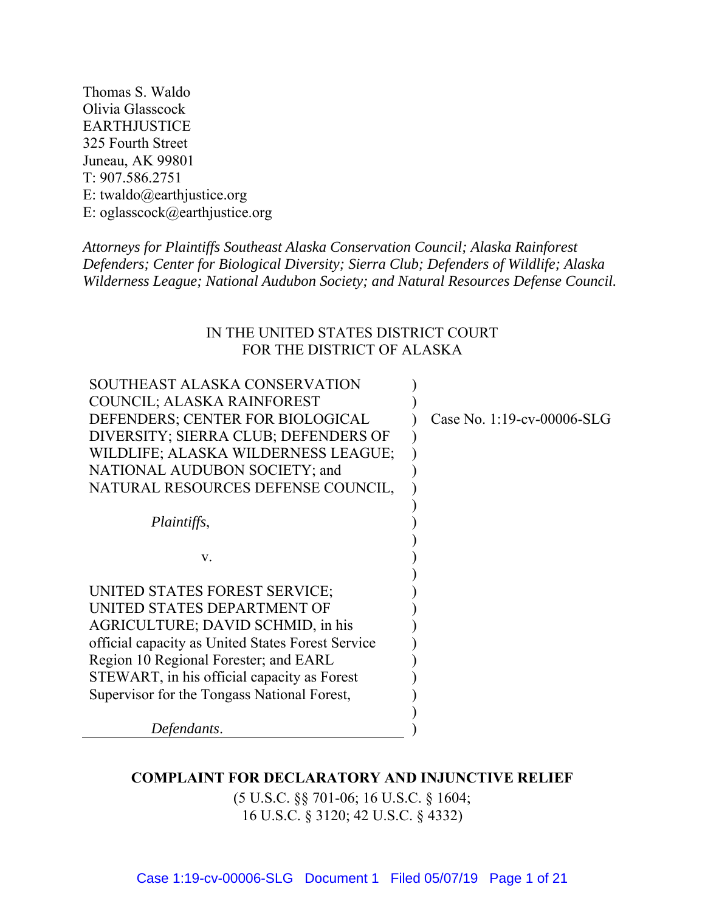Thomas S. Waldo
Olivia Glasscock
EARTHJUSTICE
325 Fourth Street
Juneau, AK 99801
T: 907.586.2751
E: twaldo@earthjustice.org
E: oglasscock@earthjustice.org

*Attorneys for Plaintiffs Southeast Alaska Conservation Council; Alaska Rainforest Defenders; Center for Biological Diversity; Sierra Club; Defenders of Wildlife; Alaska Wilderness League; National Audubon Society; and Natural Resources Defense Council.*

IN THE UNITED STATES DISTRICT COURT
FOR THE DISTRICT OF ALASKA

| | |
|---|---|
| SOUTHEAST ALASKA CONSERVATION COUNCIL; ALASKA RAINFOREST DEFENDERS; CENTER FOR BIOLOGICAL DIVERSITY; SIERRA CLUB; DEFENDERS OF WILDLIFE; ALASKA WILDERNESS LEAGUE; NATIONAL AUDUBON SOCIETY; and NATURAL RESOURCES DEFENSE COUNCIL,<br><br>*Plaintiffs*,<br><br>v.<br><br>UNITED STATES FOREST SERVICE; UNITED STATES DEPARTMENT OF AGRICULTURE; DAVID SCHMID, in his official capacity as United States Forest Service Region 10 Regional Forester; and EARL STEWART, in his official capacity as Forest Supervisor for the Tongass National Forest,<br><br>*Defendants*. | Case No. 1:19-cv-00006-SLG |

**COMPLAINT FOR DECLARATORY AND INJUNCTIVE RELIEF**

(5 U.S.C. §§ 701-06; 16 U.S.C. § 1604;
16 U.S.C. § 3120; 42 U.S.C. § 4332)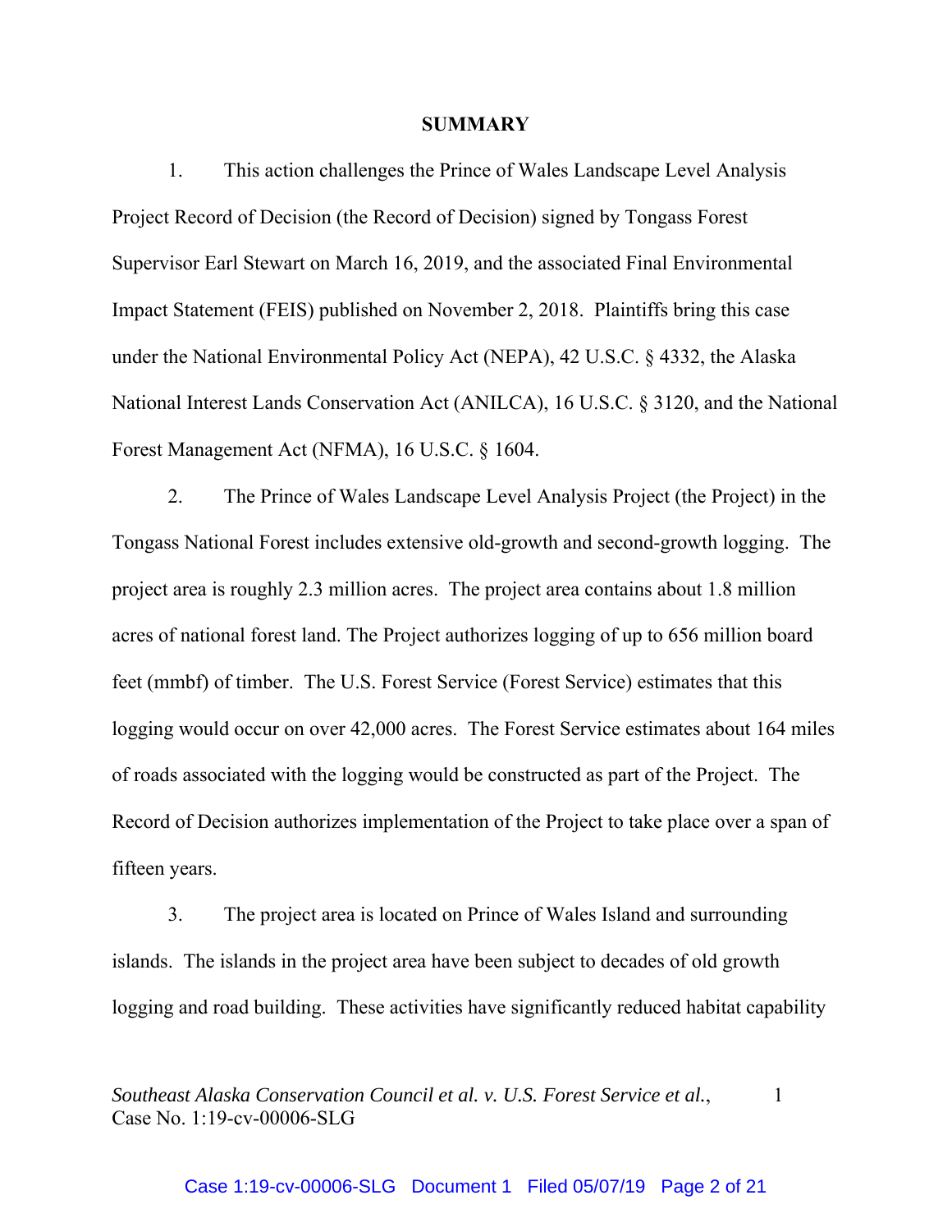## SUMMARY

1. This action challenges the Prince of Wales Landscape Level Analysis Project Record of Decision (the Record of Decision) signed by Tongass Forest Supervisor Earl Stewart on March 16, 2019, and the associated Final Environmental Impact Statement (FEIS) published on November 2, 2018. Plaintiffs bring this case under the National Environmental Policy Act (NEPA), 42 U.S.C. § 4332, the Alaska National Interest Lands Conservation Act (ANILCA), 16 U.S.C. § 3120, and the National Forest Management Act (NFMA), 16 U.S.C. § 1604.

2. The Prince of Wales Landscape Level Analysis Project (the Project) in the Tongass National Forest includes extensive old-growth and second-growth logging. The project area is roughly 2.3 million acres. The project area contains about 1.8 million acres of national forest land. The Project authorizes logging of up to 656 million board feet (mmbf) of timber. The U.S. Forest Service (Forest Service) estimates that this logging would occur on over 42,000 acres. The Forest Service estimates about 164 miles of roads associated with the logging would be constructed as part of the Project. The Record of Decision authorizes implementation of the Project to take place over a span of fifteen years.

3. The project area is located on Prince of Wales Island and surrounding islands. The islands in the project area have been subject to decades of old growth logging and road building. These activities have significantly reduced habitat capability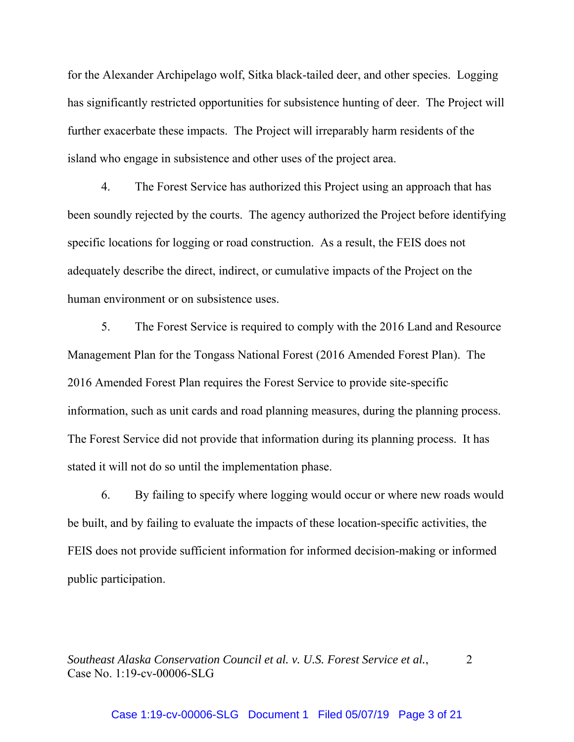for the Alexander Archipelago wolf, Sitka black-tailed deer, and other species. Logging has significantly restricted opportunities for subsistence hunting of deer. The Project will further exacerbate these impacts. The Project will irreparably harm residents of the island who engage in subsistence and other uses of the project area.

4. The Forest Service has authorized this Project using an approach that has been soundly rejected by the courts. The agency authorized the Project before identifying specific locations for logging or road construction. As a result, the FEIS does not adequately describe the direct, indirect, or cumulative impacts of the Project on the human environment or on subsistence uses.

5. The Forest Service is required to comply with the 2016 Land and Resource Management Plan for the Tongass National Forest (2016 Amended Forest Plan). The 2016 Amended Forest Plan requires the Forest Service to provide site-specific information, such as unit cards and road planning measures, during the planning process. The Forest Service did not provide that information during its planning process. It has stated it will not do so until the implementation phase.

6. By failing to specify where logging would occur or where new roads would be built, and by failing to evaluate the impacts of these location-specific activities, the FEIS does not provide sufficient information for informed decision-making or informed public participation.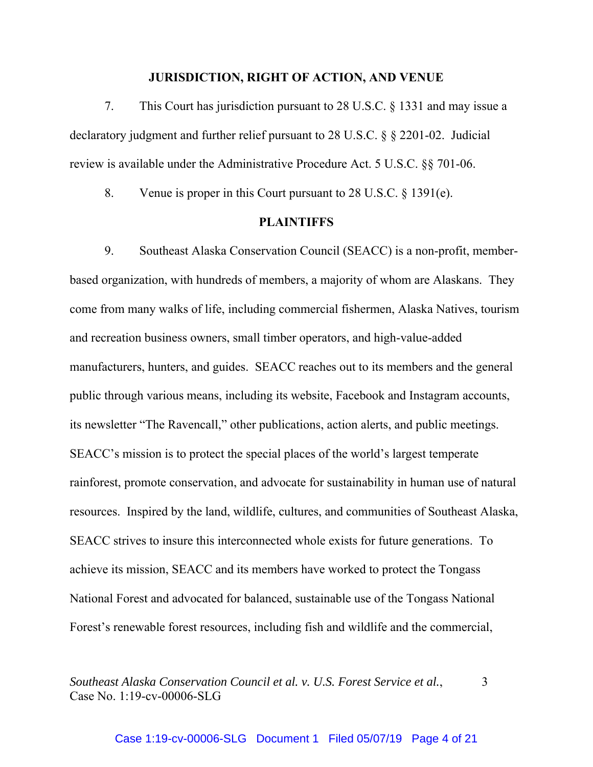## JURISDICTION, RIGHT OF ACTION, AND VENUE

7. This Court has jurisdiction pursuant to 28 U.S.C. § 1331 and may issue a declaratory judgment and further relief pursuant to 28 U.S.C. § § 2201-02. Judicial review is available under the Administrative Procedure Act. 5 U.S.C. §§ 701-06.

8. Venue is proper in this Court pursuant to 28 U.S.C. § 1391(e).

## PLAINTIFFS

9. Southeast Alaska Conservation Council (SEACC) is a non-profit, member-based organization, with hundreds of members, a majority of whom are Alaskans. They come from many walks of life, including commercial fishermen, Alaska Natives, tourism and recreation business owners, small timber operators, and high-value-added manufacturers, hunters, and guides. SEACC reaches out to its members and the general public through various means, including its website, Facebook and Instagram accounts, its newsletter "The Ravencall," other publications, action alerts, and public meetings. SEACC's mission is to protect the special places of the world's largest temperate rainforest, promote conservation, and advocate for sustainability in human use of natural resources. Inspired by the land, wildlife, cultures, and communities of Southeast Alaska, SEACC strives to insure this interconnected whole exists for future generations. To achieve its mission, SEACC and its members have worked to protect the Tongass National Forest and advocated for balanced, sustainable use of the Tongass National Forest's renewable forest resources, including fish and wildlife and the commercial,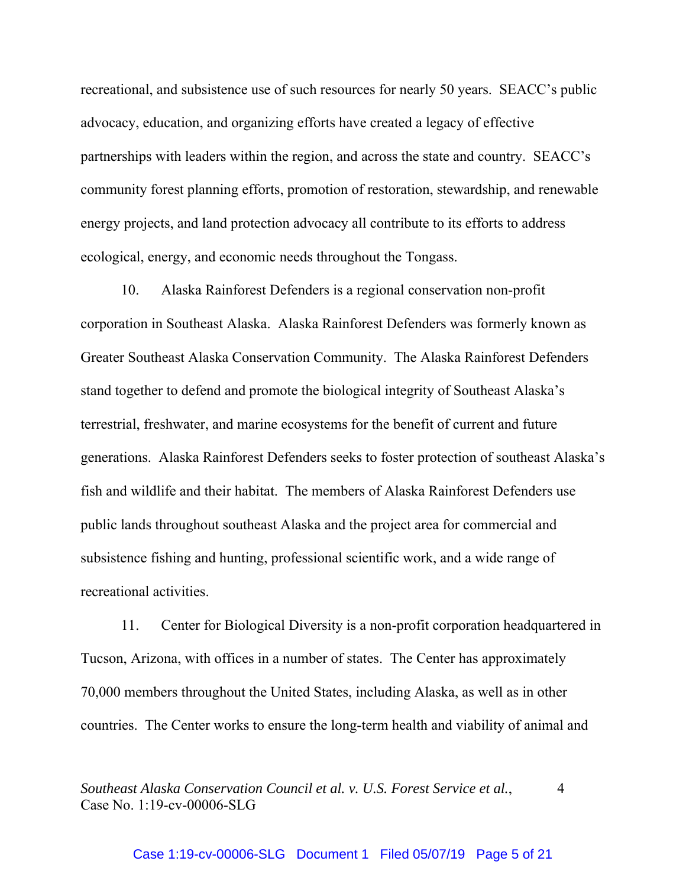recreational, and subsistence use of such resources for nearly 50 years. SEACC's public advocacy, education, and organizing efforts have created a legacy of effective partnerships with leaders within the region, and across the state and country. SEACC's community forest planning efforts, promotion of restoration, stewardship, and renewable energy projects, and land protection advocacy all contribute to its efforts to address ecological, energy, and economic needs throughout the Tongass.

10. Alaska Rainforest Defenders is a regional conservation non-profit corporation in Southeast Alaska. Alaska Rainforest Defenders was formerly known as Greater Southeast Alaska Conservation Community. The Alaska Rainforest Defenders stand together to defend and promote the biological integrity of Southeast Alaska's terrestrial, freshwater, and marine ecosystems for the benefit of current and future generations. Alaska Rainforest Defenders seeks to foster protection of southeast Alaska's fish and wildlife and their habitat. The members of Alaska Rainforest Defenders use public lands throughout southeast Alaska and the project area for commercial and subsistence fishing and hunting, professional scientific work, and a wide range of recreational activities.

11. Center for Biological Diversity is a non-profit corporation headquartered in Tucson, Arizona, with offices in a number of states. The Center has approximately 70,000 members throughout the United States, including Alaska, as well as in other countries. The Center works to ensure the long-term health and viability of animal and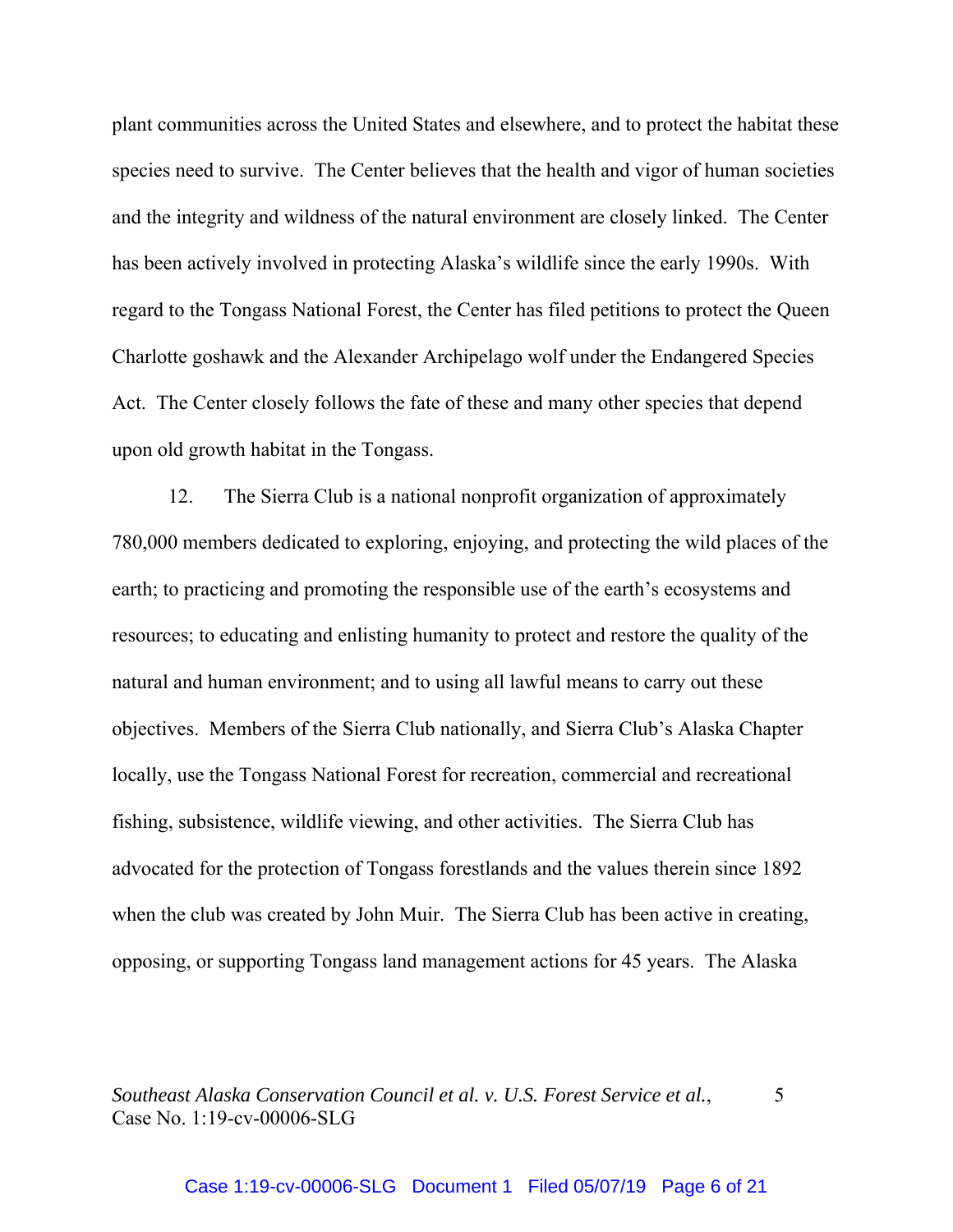plant communities across the United States and elsewhere, and to protect the habitat these species need to survive. The Center believes that the health and vigor of human societies and the integrity and wildness of the natural environment are closely linked. The Center has been actively involved in protecting Alaska's wildlife since the early 1990s. With regard to the Tongass National Forest, the Center has filed petitions to protect the Queen Charlotte goshawk and the Alexander Archipelago wolf under the Endangered Species Act. The Center closely follows the fate of these and many other species that depend upon old growth habitat in the Tongass.

12. The Sierra Club is a national nonprofit organization of approximately 780,000 members dedicated to exploring, enjoying, and protecting the wild places of the earth; to practicing and promoting the responsible use of the earth's ecosystems and resources; to educating and enlisting humanity to protect and restore the quality of the natural and human environment; and to using all lawful means to carry out these objectives. Members of the Sierra Club nationally, and Sierra Club's Alaska Chapter locally, use the Tongass National Forest for recreation, commercial and recreational fishing, subsistence, wildlife viewing, and other activities. The Sierra Club has advocated for the protection of Tongass forestlands and the values therein since 1892 when the club was created by John Muir. The Sierra Club has been active in creating, opposing, or supporting Tongass land management actions for 45 years. The Alaska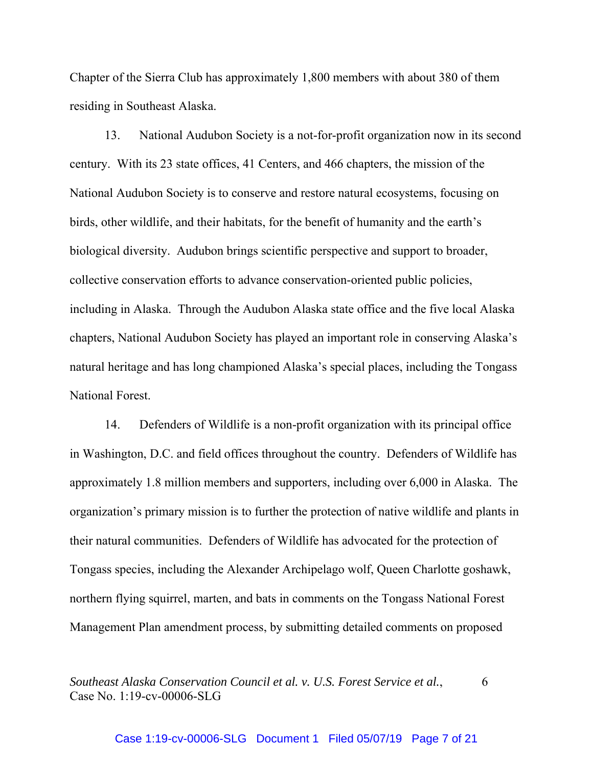Chapter of the Sierra Club has approximately 1,800 members with about 380 of them residing in Southeast Alaska.

13. National Audubon Society is a not-for-profit organization now in its second century. With its 23 state offices, 41 Centers, and 466 chapters, the mission of the National Audubon Society is to conserve and restore natural ecosystems, focusing on birds, other wildlife, and their habitats, for the benefit of humanity and the earth's biological diversity. Audubon brings scientific perspective and support to broader, collective conservation efforts to advance conservation-oriented public policies, including in Alaska. Through the Audubon Alaska state office and the five local Alaska chapters, National Audubon Society has played an important role in conserving Alaska's natural heritage and has long championed Alaska's special places, including the Tongass National Forest.

14. Defenders of Wildlife is a non-profit organization with its principal office in Washington, D.C. and field offices throughout the country. Defenders of Wildlife has approximately 1.8 million members and supporters, including over 6,000 in Alaska. The organization's primary mission is to further the protection of native wildlife and plants in their natural communities. Defenders of Wildlife has advocated for the protection of Tongass species, including the Alexander Archipelago wolf, Queen Charlotte goshawk, northern flying squirrel, marten, and bats in comments on the Tongass National Forest Management Plan amendment process, by submitting detailed comments on proposed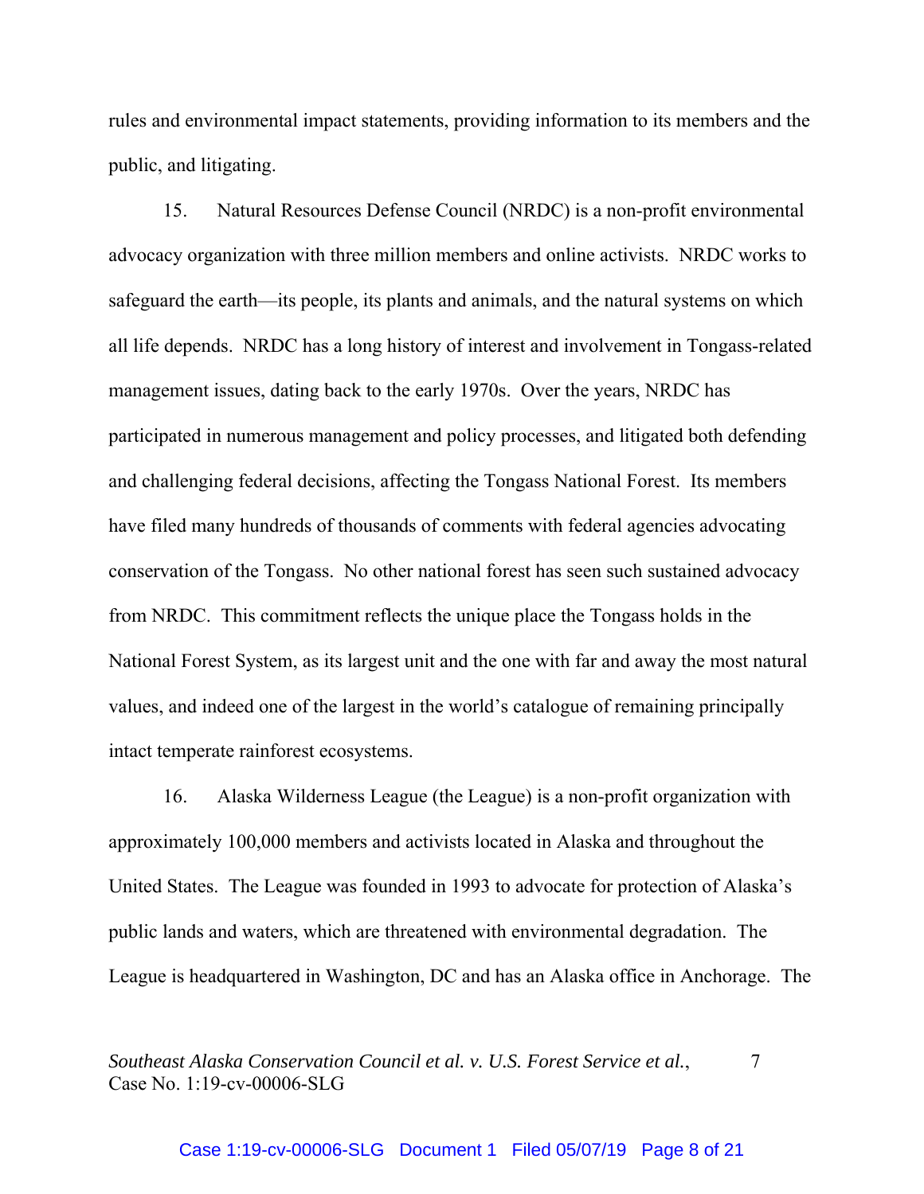rules and environmental impact statements, providing information to its members and the public, and litigating.

15. Natural Resources Defense Council (NRDC) is a non-profit environmental advocacy organization with three million members and online activists. NRDC works to safeguard the earth—its people, its plants and animals, and the natural systems on which all life depends. NRDC has a long history of interest and involvement in Tongass-related management issues, dating back to the early 1970s. Over the years, NRDC has participated in numerous management and policy processes, and litigated both defending and challenging federal decisions, affecting the Tongass National Forest. Its members have filed many hundreds of thousands of comments with federal agencies advocating conservation of the Tongass. No other national forest has seen such sustained advocacy from NRDC. This commitment reflects the unique place the Tongass holds in the National Forest System, as its largest unit and the one with far and away the most natural values, and indeed one of the largest in the world's catalogue of remaining principally intact temperate rainforest ecosystems.

16. Alaska Wilderness League (the League) is a non-profit organization with approximately 100,000 members and activists located in Alaska and throughout the United States. The League was founded in 1993 to advocate for protection of Alaska's public lands and waters, which are threatened with environmental degradation. The League is headquartered in Washington, DC and has an Alaska office in Anchorage. The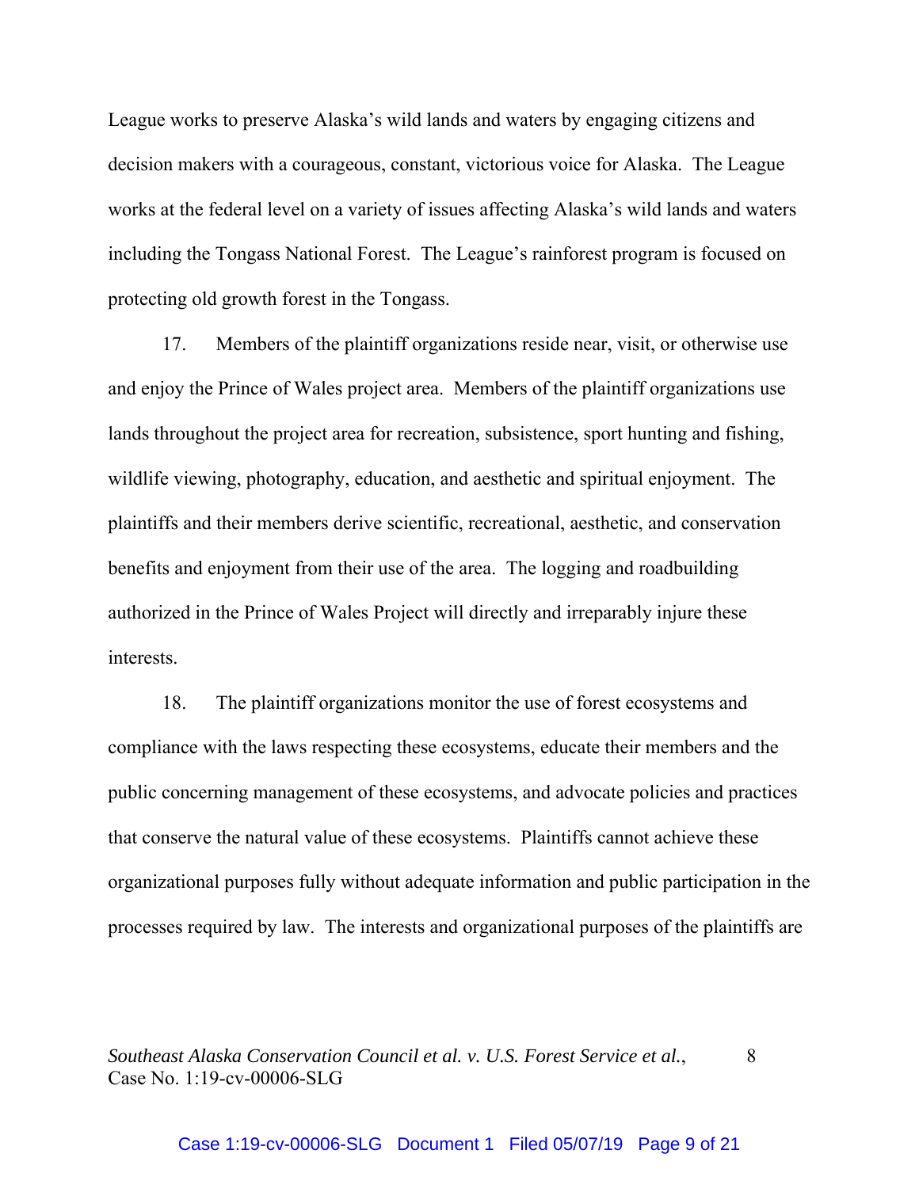League works to preserve Alaska's wild lands and waters by engaging citizens and decision makers with a courageous, constant, victorious voice for Alaska. The League works at the federal level on a variety of issues affecting Alaska's wild lands and waters including the Tongass National Forest. The League's rainforest program is focused on protecting old growth forest in the Tongass.

17. Members of the plaintiff organizations reside near, visit, or otherwise use and enjoy the Prince of Wales project area. Members of the plaintiff organizations use lands throughout the project area for recreation, subsistence, sport hunting and fishing, wildlife viewing, photography, education, and aesthetic and spiritual enjoyment. The plaintiffs and their members derive scientific, recreational, aesthetic, and conservation benefits and enjoyment from their use of the area. The logging and roadbuilding authorized in the Prince of Wales Project will directly and irreparably injure these interests.

18. The plaintiff organizations monitor the use of forest ecosystems and compliance with the laws respecting these ecosystems, educate their members and the public concerning management of these ecosystems, and advocate policies and practices that conserve the natural value of these ecosystems. Plaintiffs cannot achieve these organizational purposes fully without adequate information and public participation in the processes required by law. The interests and organizational purposes of the plaintiffs are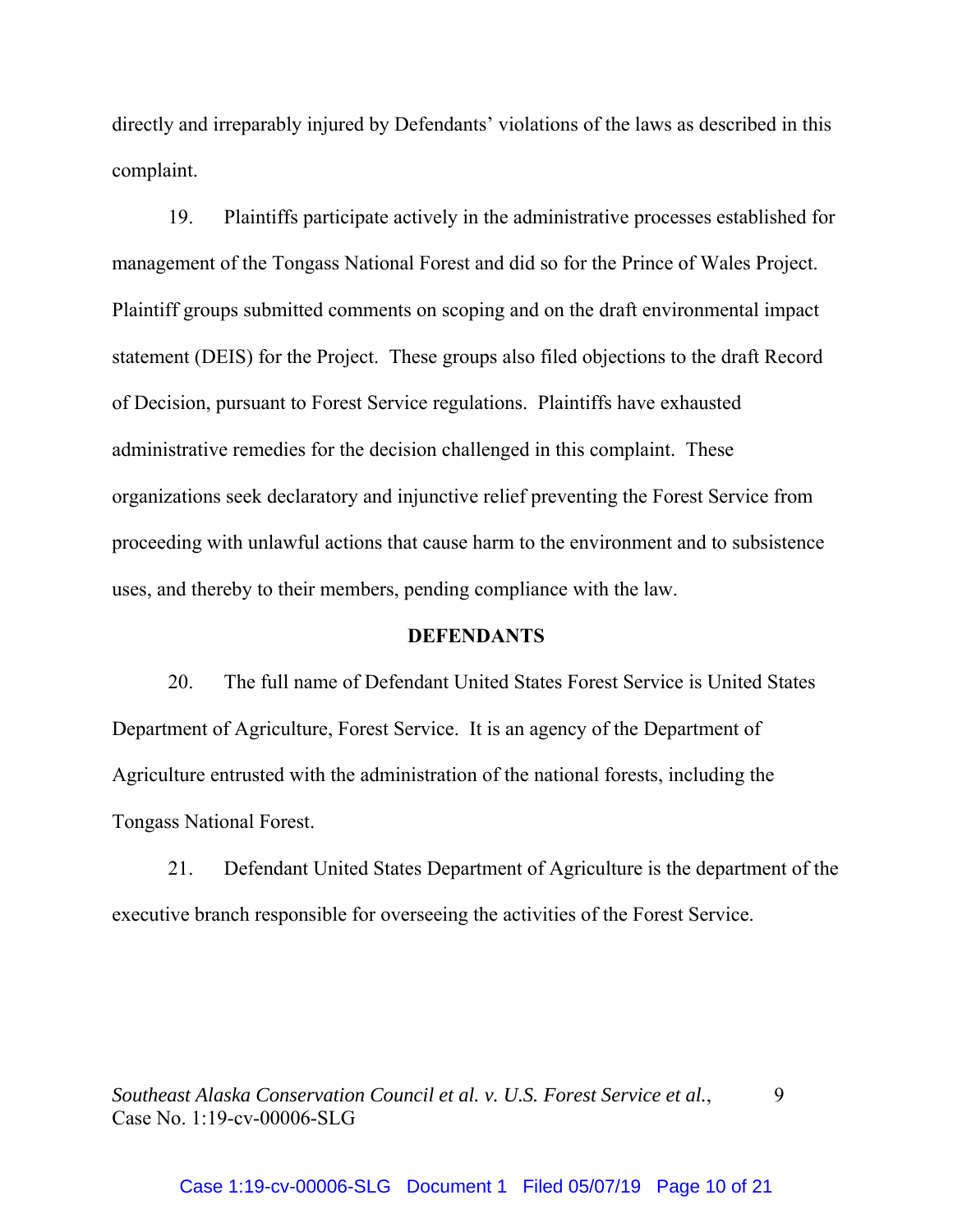directly and irreparably injured by Defendants' violations of the laws as described in this complaint.

19. Plaintiffs participate actively in the administrative processes established for management of the Tongass National Forest and did so for the Prince of Wales Project. Plaintiff groups submitted comments on scoping and on the draft environmental impact statement (DEIS) for the Project. These groups also filed objections to the draft Record of Decision, pursuant to Forest Service regulations. Plaintiffs have exhausted administrative remedies for the decision challenged in this complaint. These organizations seek declaratory and injunctive relief preventing the Forest Service from proceeding with unlawful actions that cause harm to the environment and to subsistence uses, and thereby to their members, pending compliance with the law.

**DEFENDANTS**

20. The full name of Defendant United States Forest Service is United States Department of Agriculture, Forest Service. It is an agency of the Department of Agriculture entrusted with the administration of the national forests, including the Tongass National Forest.

21. Defendant United States Department of Agriculture is the department of the executive branch responsible for overseeing the activities of the Forest Service.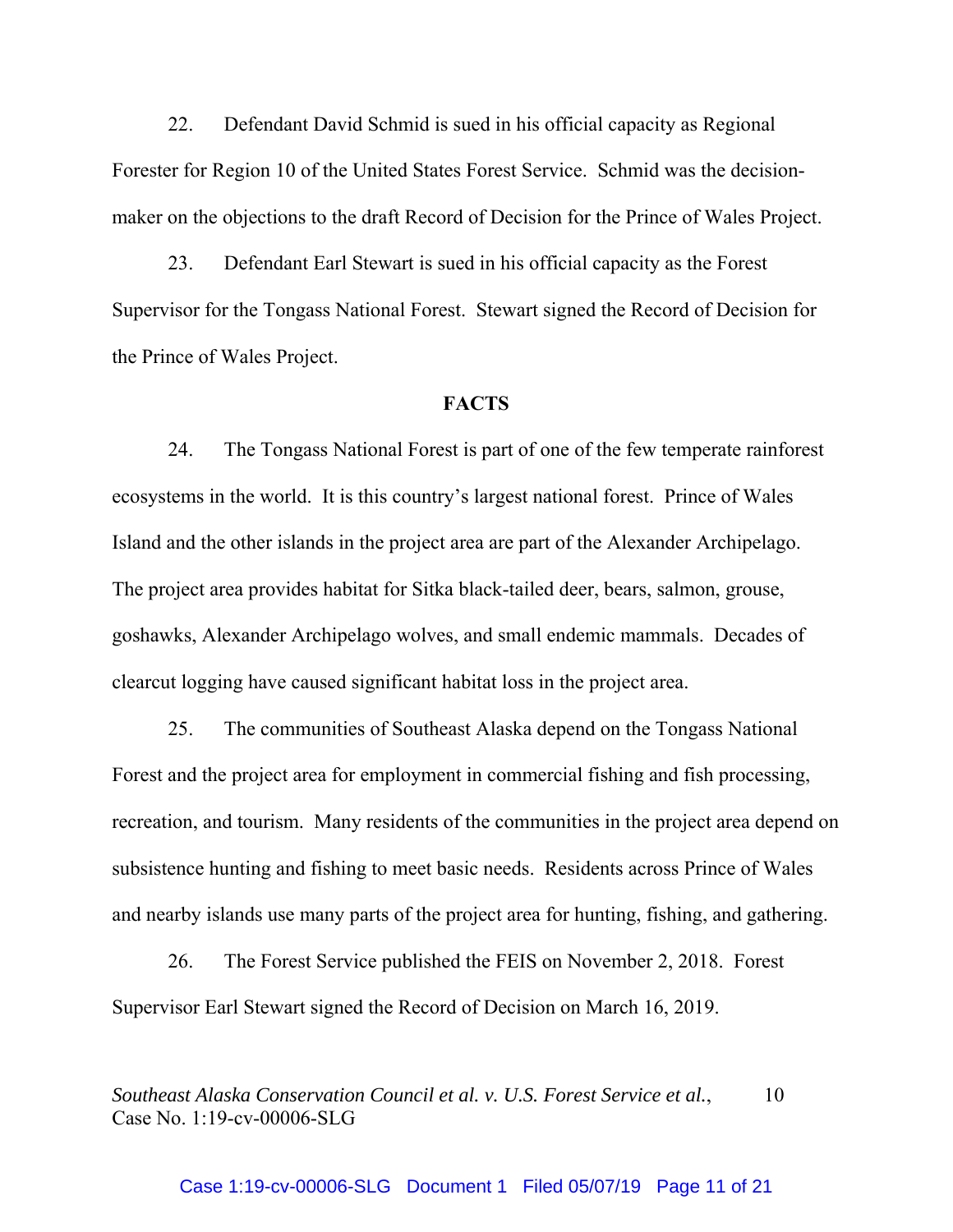22. Defendant David Schmid is sued in his official capacity as Regional Forester for Region 10 of the United States Forest Service. Schmid was the decision-maker on the objections to the draft Record of Decision for the Prince of Wales Project.

23. Defendant Earl Stewart is sued in his official capacity as the Forest Supervisor for the Tongass National Forest. Stewart signed the Record of Decision for the Prince of Wales Project.

## FACTS

24. The Tongass National Forest is part of one of the few temperate rainforest ecosystems in the world. It is this country's largest national forest. Prince of Wales Island and the other islands in the project area are part of the Alexander Archipelago. The project area provides habitat for Sitka black-tailed deer, bears, salmon, grouse, goshawks, Alexander Archipelago wolves, and small endemic mammals. Decades of clearcut logging have caused significant habitat loss in the project area.

25. The communities of Southeast Alaska depend on the Tongass National Forest and the project area for employment in commercial fishing and fish processing, recreation, and tourism. Many residents of the communities in the project area depend on subsistence hunting and fishing to meet basic needs. Residents across Prince of Wales and nearby islands use many parts of the project area for hunting, fishing, and gathering.

26. The Forest Service published the FEIS on November 2, 2018. Forest Supervisor Earl Stewart signed the Record of Decision on March 16, 2019.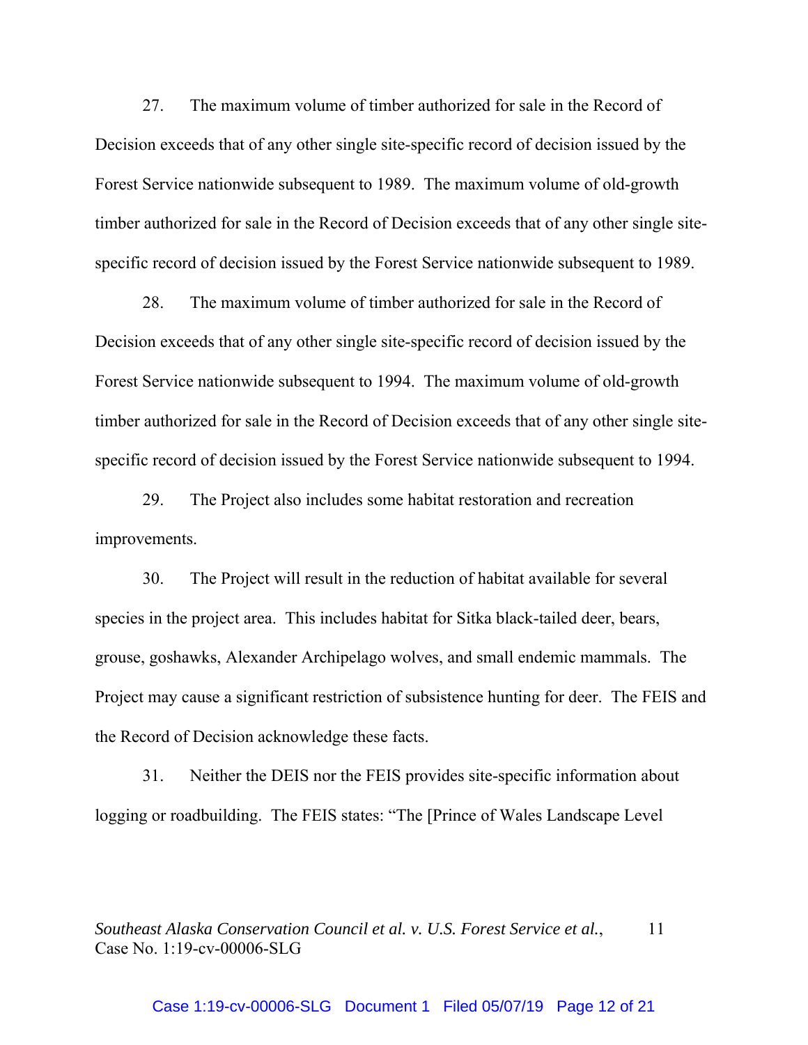27. The maximum volume of timber authorized for sale in the Record of Decision exceeds that of any other single site-specific record of decision issued by the Forest Service nationwide subsequent to 1989. The maximum volume of old-growth timber authorized for sale in the Record of Decision exceeds that of any other single site-specific record of decision issued by the Forest Service nationwide subsequent to 1989.

28. The maximum volume of timber authorized for sale in the Record of Decision exceeds that of any other single site-specific record of decision issued by the Forest Service nationwide subsequent to 1994. The maximum volume of old-growth timber authorized for sale in the Record of Decision exceeds that of any other single site-specific record of decision issued by the Forest Service nationwide subsequent to 1994.

29. The Project also includes some habitat restoration and recreation improvements.

30. The Project will result in the reduction of habitat available for several species in the project area. This includes habitat for Sitka black-tailed deer, bears, grouse, goshawks, Alexander Archipelago wolves, and small endemic mammals. The Project may cause a significant restriction of subsistence hunting for deer. The FEIS and the Record of Decision acknowledge these facts.

31. Neither the DEIS nor the FEIS provides site-specific information about logging or roadbuilding. The FEIS states: "The [Prince of Wales Landscape Level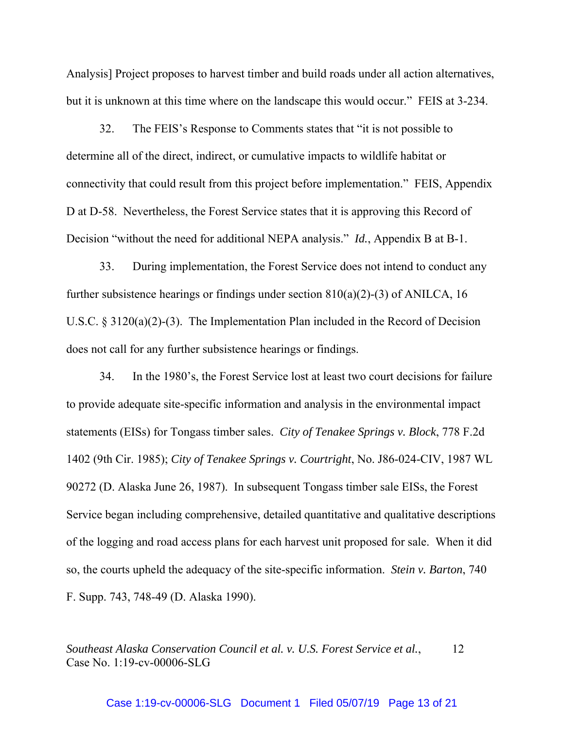Analysis] Project proposes to harvest timber and build roads under all action alternatives, but it is unknown at this time where on the landscape this would occur." FEIS at 3-234.

32. The FEIS's Response to Comments states that "it is not possible to determine all of the direct, indirect, or cumulative impacts to wildlife habitat or connectivity that could result from this project before implementation." FEIS, Appendix D at D-58. Nevertheless, the Forest Service states that it is approving this Record of Decision "without the need for additional NEPA analysis." *Id.*, Appendix B at B-1.

33. During implementation, the Forest Service does not intend to conduct any further subsistence hearings or findings under section 810(a)(2)-(3) of ANILCA, 16 U.S.C. § 3120(a)(2)-(3). The Implementation Plan included in the Record of Decision does not call for any further subsistence hearings or findings.

34. In the 1980's, the Forest Service lost at least two court decisions for failure to provide adequate site-specific information and analysis in the environmental impact statements (EISs) for Tongass timber sales. *City of Tenakee Springs v. Block*, 778 F.2d 1402 (9th Cir. 1985); *City of Tenakee Springs v. Courtright*, No. J86-024-CIV, 1987 WL 90272 (D. Alaska June 26, 1987). In subsequent Tongass timber sale EISs, the Forest Service began including comprehensive, detailed quantitative and qualitative descriptions of the logging and road access plans for each harvest unit proposed for sale. When it did so, the courts upheld the adequacy of the site-specific information. *Stein v. Barton*, 740 F. Supp. 743, 748-49 (D. Alaska 1990).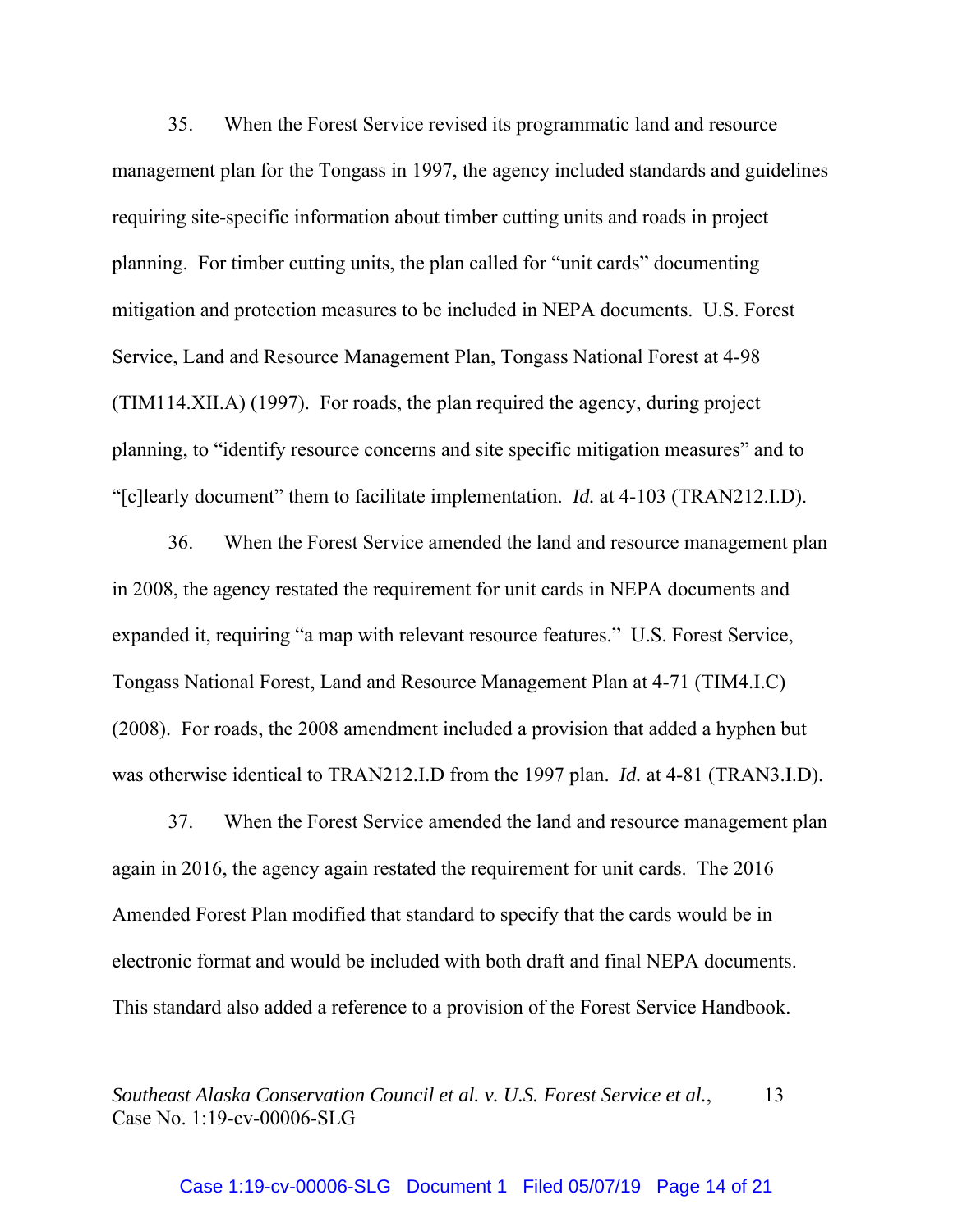35. When the Forest Service revised its programmatic land and resource management plan for the Tongass in 1997, the agency included standards and guidelines requiring site-specific information about timber cutting units and roads in project planning. For timber cutting units, the plan called for "unit cards" documenting mitigation and protection measures to be included in NEPA documents. U.S. Forest Service, Land and Resource Management Plan, Tongass National Forest at 4-98 (TIM114.XII.A) (1997). For roads, the plan required the agency, during project planning, to "identify resource concerns and site specific mitigation measures" and to "[c]learly document" them to facilitate implementation. *Id.* at 4-103 (TRAN212.I.D).

36. When the Forest Service amended the land and resource management plan in 2008, the agency restated the requirement for unit cards in NEPA documents and expanded it, requiring "a map with relevant resource features." U.S. Forest Service, Tongass National Forest, Land and Resource Management Plan at 4-71 (TIM4.I.C) (2008). For roads, the 2008 amendment included a provision that added a hyphen but was otherwise identical to TRAN212.I.D from the 1997 plan. *Id.* at 4-81 (TRAN3.I.D).

37. When the Forest Service amended the land and resource management plan again in 2016, the agency again restated the requirement for unit cards. The 2016 Amended Forest Plan modified that standard to specify that the cards would be in electronic format and would be included with both draft and final NEPA documents. This standard also added a reference to a provision of the Forest Service Handbook.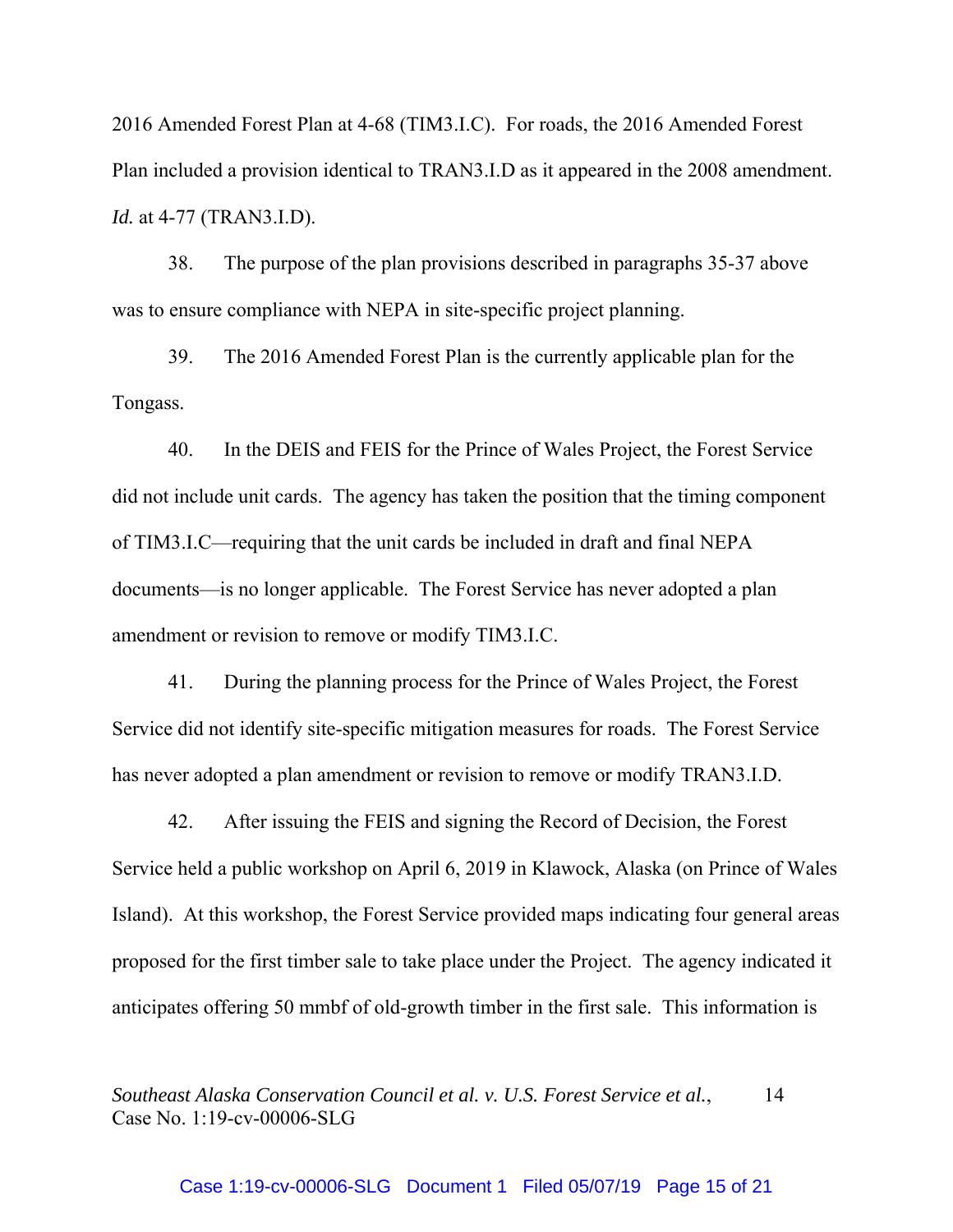2016 Amended Forest Plan at 4-68 (TIM3.I.C). For roads, the 2016 Amended Forest Plan included a provision identical to TRAN3.I.D as it appeared in the 2008 amendment. *Id.* at 4-77 (TRAN3.I.D).

38. The purpose of the plan provisions described in paragraphs 35-37 above was to ensure compliance with NEPA in site-specific project planning.

39. The 2016 Amended Forest Plan is the currently applicable plan for the Tongass.

40. In the DEIS and FEIS for the Prince of Wales Project, the Forest Service did not include unit cards. The agency has taken the position that the timing component of TIM3.I.C—requiring that the unit cards be included in draft and final NEPA documents—is no longer applicable. The Forest Service has never adopted a plan amendment or revision to remove or modify TIM3.I.C.

41. During the planning process for the Prince of Wales Project, the Forest Service did not identify site-specific mitigation measures for roads. The Forest Service has never adopted a plan amendment or revision to remove or modify TRAN3.I.D.

42. After issuing the FEIS and signing the Record of Decision, the Forest Service held a public workshop on April 6, 2019 in Klawock, Alaska (on Prince of Wales Island). At this workshop, the Forest Service provided maps indicating four general areas proposed for the first timber sale to take place under the Project. The agency indicated it anticipates offering 50 mmbf of old-growth timber in the first sale. This information is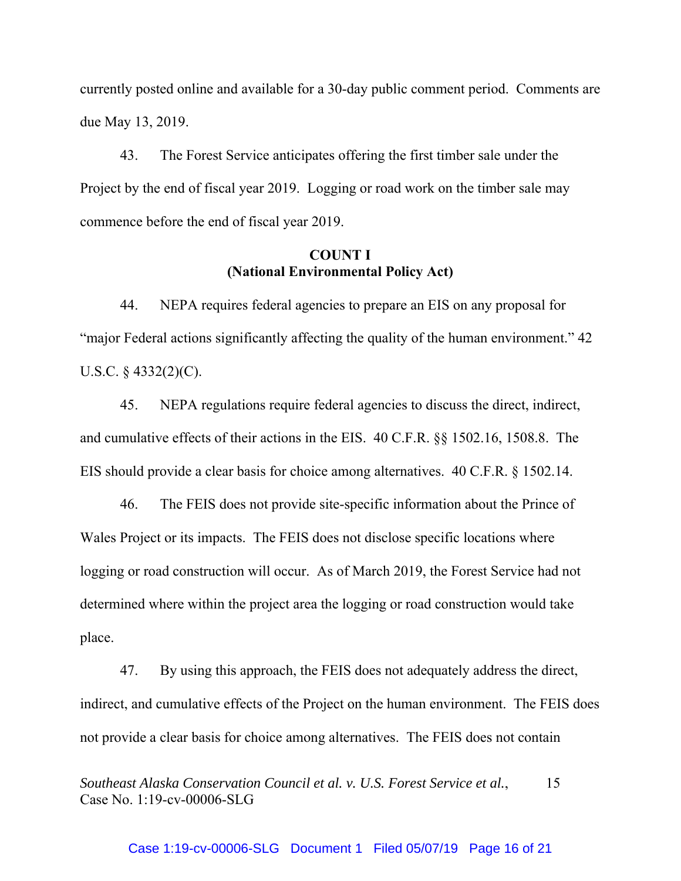currently posted online and available for a 30-day public comment period. Comments are due May 13, 2019.

43. The Forest Service anticipates offering the first timber sale under the Project by the end of fiscal year 2019. Logging or road work on the timber sale may commence before the end of fiscal year 2019.

**COUNT I**
**(National Environmental Policy Act)**

44. NEPA requires federal agencies to prepare an EIS on any proposal for "major Federal actions significantly affecting the quality of the human environment." 42 U.S.C. § 4332(2)(C).

45. NEPA regulations require federal agencies to discuss the direct, indirect, and cumulative effects of their actions in the EIS. 40 C.F.R. §§ 1502.16, 1508.8. The EIS should provide a clear basis for choice among alternatives. 40 C.F.R. § 1502.14.

46. The FEIS does not provide site-specific information about the Prince of Wales Project or its impacts. The FEIS does not disclose specific locations where logging or road construction will occur. As of March 2019, the Forest Service had not determined where within the project area the logging or road construction would take place.

47. By using this approach, the FEIS does not adequately address the direct, indirect, and cumulative effects of the Project on the human environment. The FEIS does not provide a clear basis for choice among alternatives. The FEIS does not contain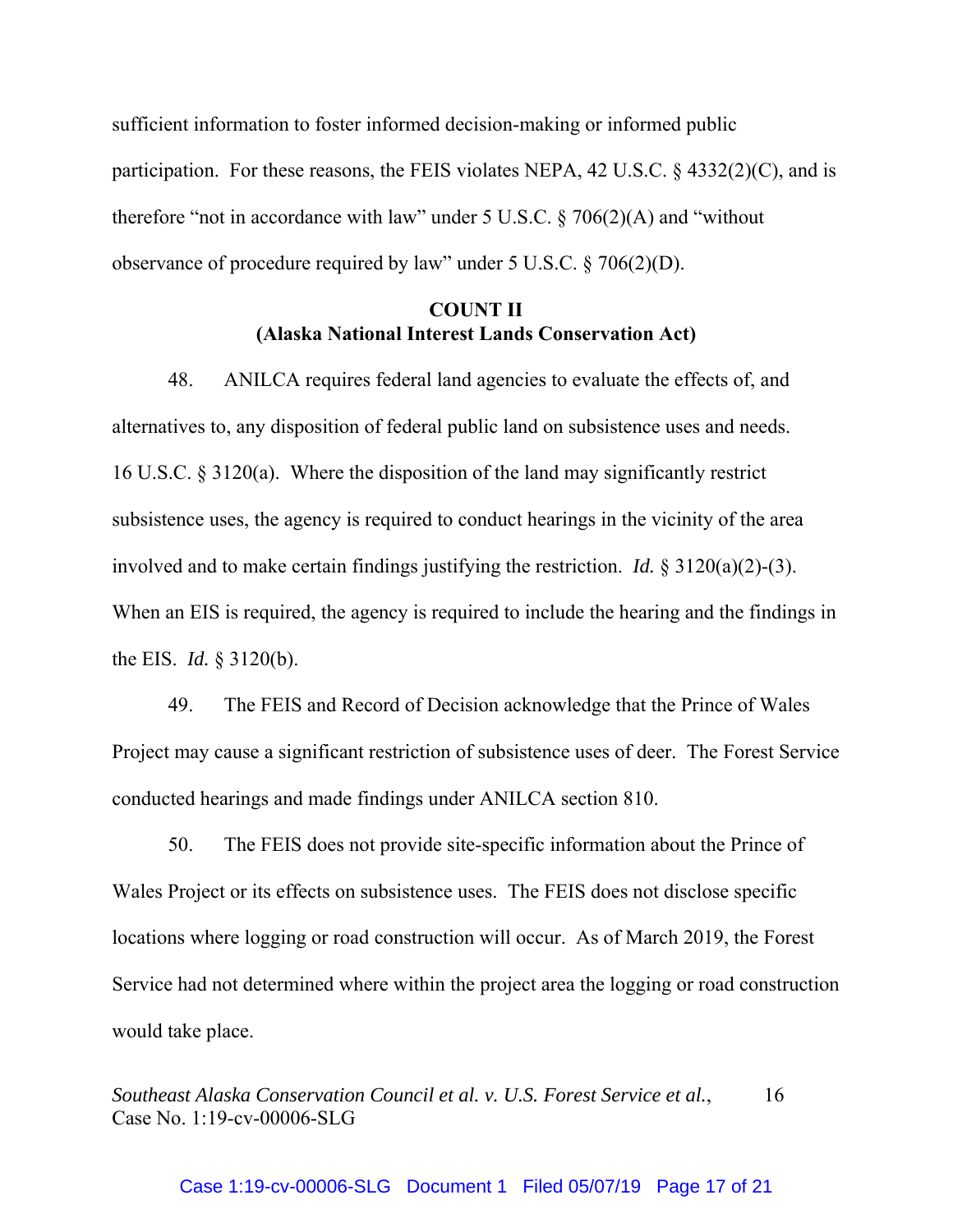sufficient information to foster informed decision-making or informed public participation. For these reasons, the FEIS violates NEPA, 42 U.S.C. § 4332(2)(C), and is therefore "not in accordance with law" under 5 U.S.C. § 706(2)(A) and "without observance of procedure required by law" under 5 U.S.C. § 706(2)(D).

**COUNT II**
**(Alaska National Interest Lands Conservation Act)**

48. ANILCA requires federal land agencies to evaluate the effects of, and alternatives to, any disposition of federal public land on subsistence uses and needs. 16 U.S.C. § 3120(a). Where the disposition of the land may significantly restrict subsistence uses, the agency is required to conduct hearings in the vicinity of the area involved and to make certain findings justifying the restriction. *Id.* § 3120(a)(2)-(3). When an EIS is required, the agency is required to include the hearing and the findings in the EIS. *Id.* § 3120(b).

49. The FEIS and Record of Decision acknowledge that the Prince of Wales Project may cause a significant restriction of subsistence uses of deer. The Forest Service conducted hearings and made findings under ANILCA section 810.

50. The FEIS does not provide site-specific information about the Prince of Wales Project or its effects on subsistence uses. The FEIS does not disclose specific locations where logging or road construction will occur. As of March 2019, the Forest Service had not determined where within the project area the logging or road construction would take place.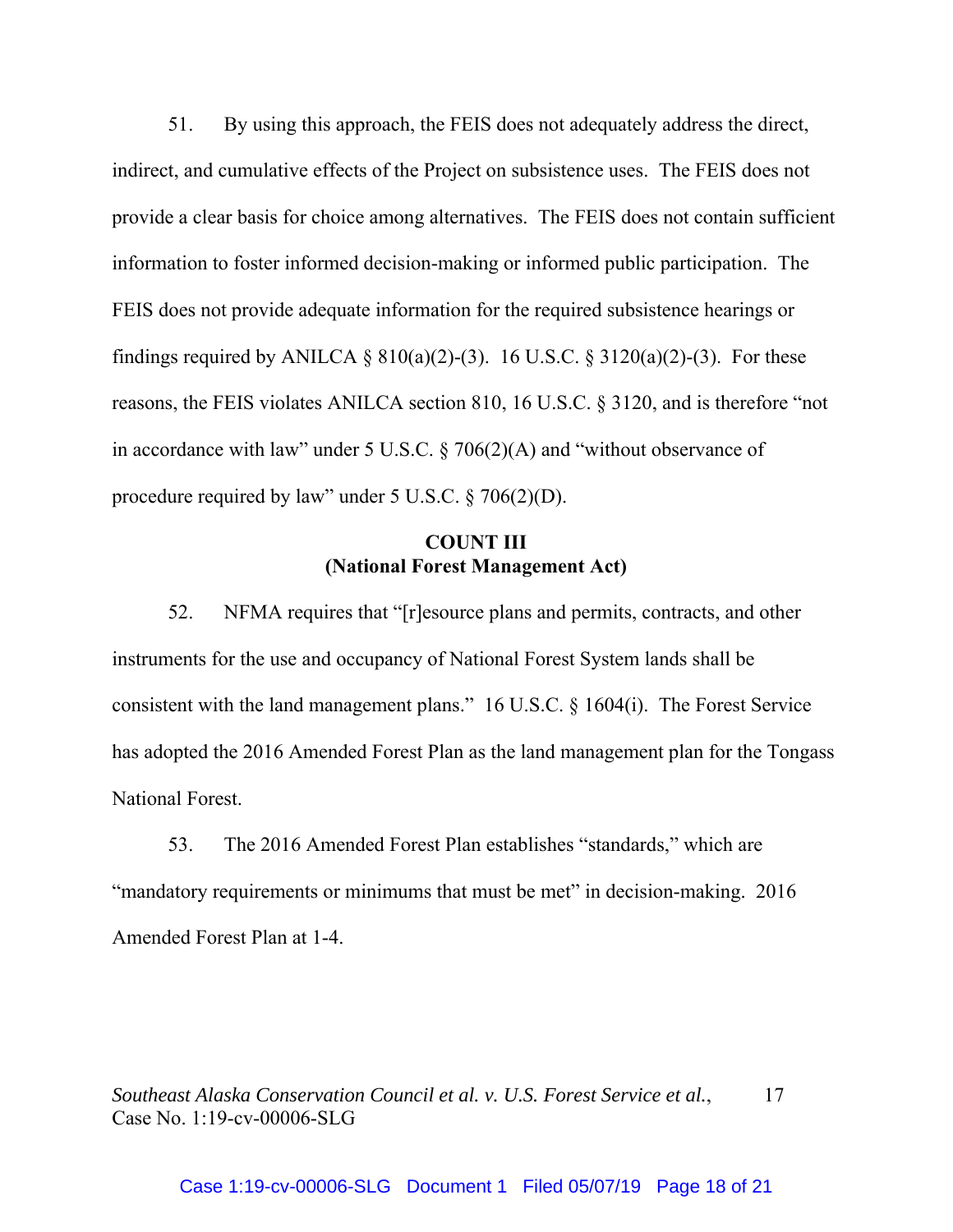51. By using this approach, the FEIS does not adequately address the direct, indirect, and cumulative effects of the Project on subsistence uses. The FEIS does not provide a clear basis for choice among alternatives. The FEIS does not contain sufficient information to foster informed decision-making or informed public participation. The FEIS does not provide adequate information for the required subsistence hearings or findings required by ANILCA § 810(a)(2)-(3). 16 U.S.C. § 3120(a)(2)-(3). For these reasons, the FEIS violates ANILCA section 810, 16 U.S.C. § 3120, and is therefore "not in accordance with law" under 5 U.S.C. § 706(2)(A) and "without observance of procedure required by law" under 5 U.S.C. § 706(2)(D).

**COUNT III**
**(National Forest Management Act)**

52. NFMA requires that "[r]esource plans and permits, contracts, and other instruments for the use and occupancy of National Forest System lands shall be consistent with the land management plans." 16 U.S.C. § 1604(i). The Forest Service has adopted the 2016 Amended Forest Plan as the land management plan for the Tongass National Forest.

53. The 2016 Amended Forest Plan establishes "standards," which are "mandatory requirements or minimums that must be met" in decision-making. 2016 Amended Forest Plan at 1-4.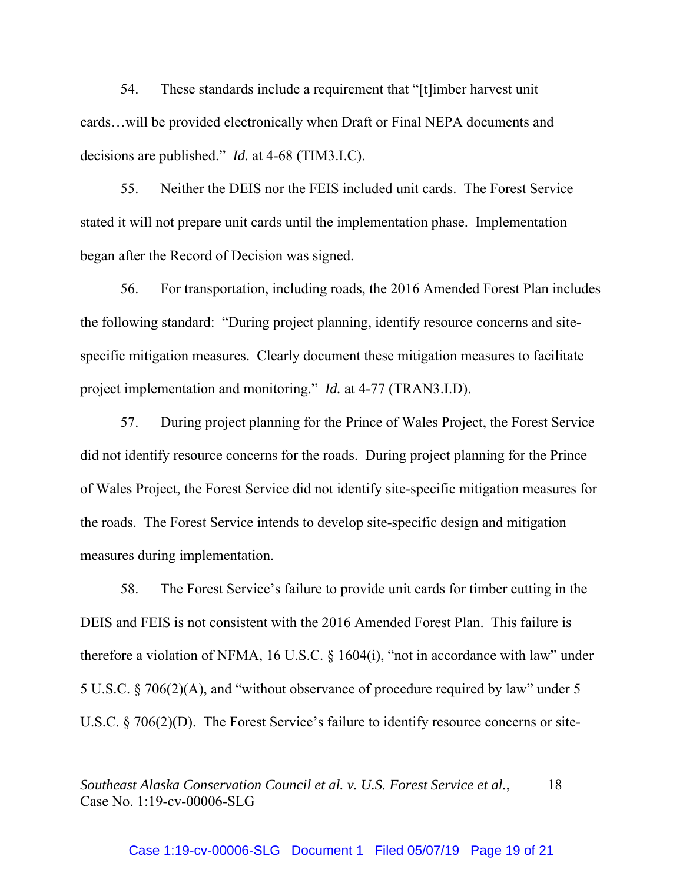54. These standards include a requirement that "[t]imber harvest unit cards…will be provided electronically when Draft or Final NEPA documents and decisions are published." *Id.* at 4-68 (TIM3.I.C).

55. Neither the DEIS nor the FEIS included unit cards. The Forest Service stated it will not prepare unit cards until the implementation phase. Implementation began after the Record of Decision was signed.

56. For transportation, including roads, the 2016 Amended Forest Plan includes the following standard: "During project planning, identify resource concerns and site-specific mitigation measures. Clearly document these mitigation measures to facilitate project implementation and monitoring." *Id.* at 4-77 (TRAN3.I.D).

57. During project planning for the Prince of Wales Project, the Forest Service did not identify resource concerns for the roads. During project planning for the Prince of Wales Project, the Forest Service did not identify site-specific mitigation measures for the roads. The Forest Service intends to develop site-specific design and mitigation measures during implementation.

58. The Forest Service's failure to provide unit cards for timber cutting in the DEIS and FEIS is not consistent with the 2016 Amended Forest Plan. This failure is therefore a violation of NFMA, 16 U.S.C. § 1604(i), "not in accordance with law" under 5 U.S.C. § 706(2)(A), and "without observance of procedure required by law" under 5 U.S.C. § 706(2)(D). The Forest Service's failure to identify resource concerns or site-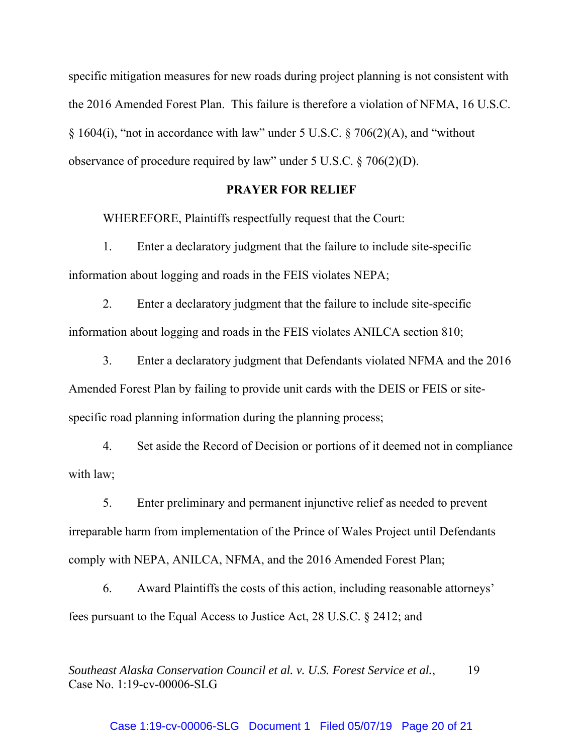specific mitigation measures for new roads during project planning is not consistent with the 2016 Amended Forest Plan. This failure is therefore a violation of NFMA, 16 U.S.C. § 1604(i), "not in accordance with law" under 5 U.S.C. § 706(2)(A), and "without observance of procedure required by law" under 5 U.S.C. § 706(2)(D).

**PRAYER FOR RELIEF**

WHEREFORE, Plaintiffs respectfully request that the Court:

1. Enter a declaratory judgment that the failure to include site-specific information about logging and roads in the FEIS violates NEPA;

2. Enter a declaratory judgment that the failure to include site-specific information about logging and roads in the FEIS violates ANILCA section 810;

3. Enter a declaratory judgment that Defendants violated NFMA and the 2016 Amended Forest Plan by failing to provide unit cards with the DEIS or FEIS or site-specific road planning information during the planning process;

4. Set aside the Record of Decision or portions of it deemed not in compliance with law;

5. Enter preliminary and permanent injunctive relief as needed to prevent irreparable harm from implementation of the Prince of Wales Project until Defendants comply with NEPA, ANILCA, NFMA, and the 2016 Amended Forest Plan;

6. Award Plaintiffs the costs of this action, including reasonable attorneys' fees pursuant to the Equal Access to Justice Act, 28 U.S.C. § 2412; and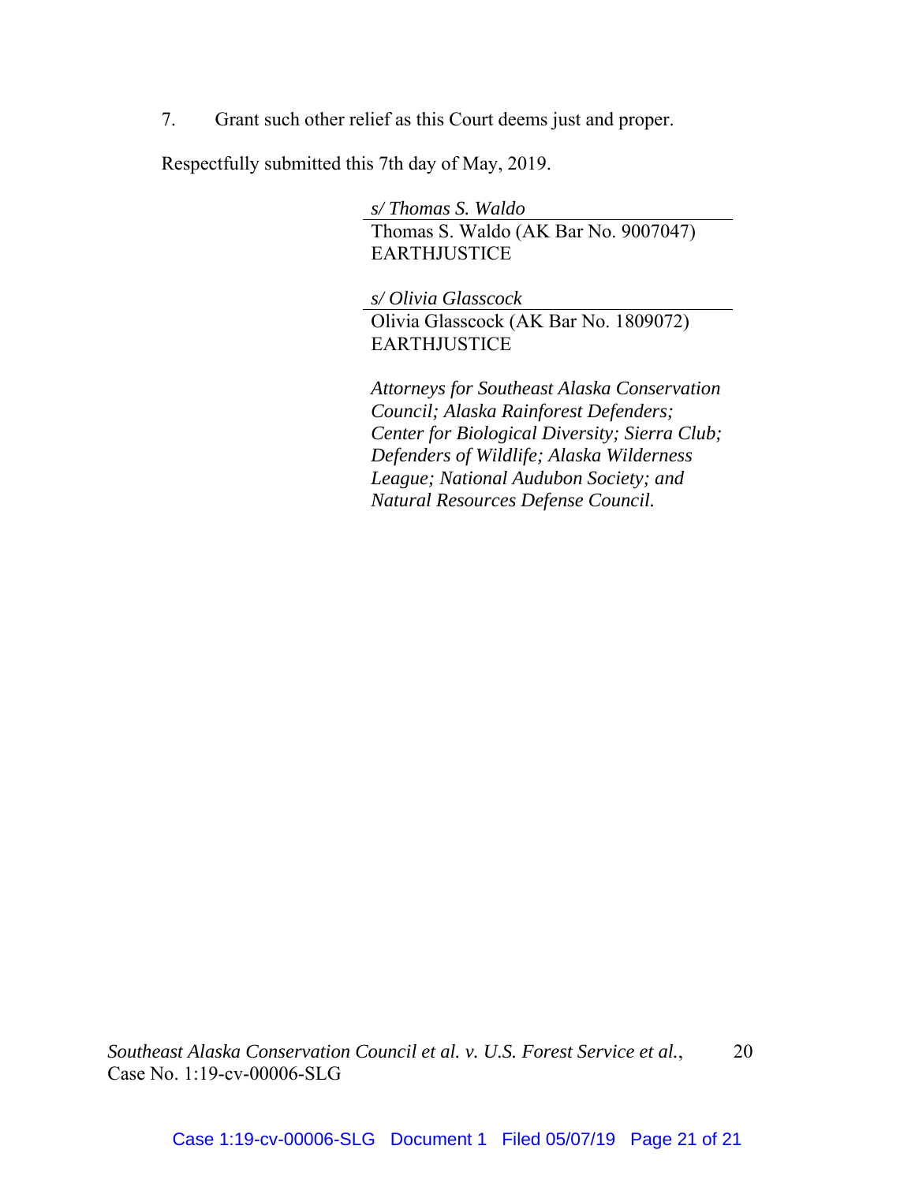7. Grant such other relief as this Court deems just and proper.

Respectfully submitted this 7th day of May, 2019.

*s/ Thomas S. Waldo*
Thomas S. Waldo (AK Bar No. 9007047)
EARTHJUSTICE

*s/ Olivia Glasscock*
Olivia Glasscock (AK Bar No. 1809072)
EARTHJUSTICE

*Attorneys for Southeast Alaska Conservation Council; Alaska Rainforest Defenders; Center for Biological Diversity; Sierra Club; Defenders of Wildlife; Alaska Wilderness League; National Audubon Society; and Natural Resources Defense Council.*